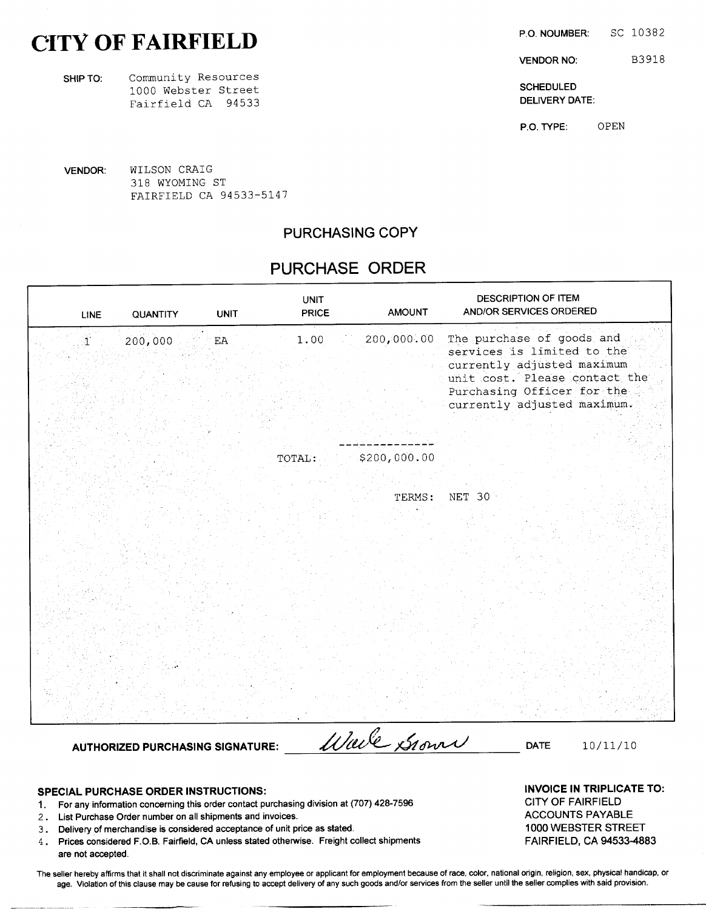# CITY OF FAIRFIELD

**P.O. NOUMBER:** SC 10382

**VENDOR NO:** B3918

**SCHEDULED DELIVERY DATE:**

**P.O. TYPE:** OPEN

**SHIP TO:** Community Resources
1000 Webster Street
Fairfield CA 94533

**VENDOR:** WILSON CRAIG
318 WYOMING ST
FAIRFIELD CA 94533-5147

## PURCHASING COPY

## PURCHASE ORDER

| LINE | QUANTITY | UNIT | UNIT PRICE | AMOUNT | DESCRIPTION OF ITEM AND/OR SERVICES ORDERED |
|---|---|---|---|---|---|
| 1 | 200,000 | EA | 1.00 | 200,000.00 | The purchase of goods and services is limited to the currently adjusted maximum unit cost. Please contact the Purchasing Officer for the currently adjusted maximum. |
| | | | TOTAL: | $200,000.00 | |
| | | | | TERMS: | NET 30 |

**AUTHORIZED PURCHASING SIGNATURE:** Wade Brown **DATE** 10/11/10

### SPECIAL PURCHASE ORDER INSTRUCTIONS:

1. For any information concerning this order contact purchasing division at (707) 428-7596
2. List Purchase Order number on all shipments and invoices.
3. Delivery of merchandise is considered acceptance of unit price as stated.
4. Prices considered F.O.B. Fairfield, CA unless stated otherwise. Freight collect shipments are not accepted.

**INVOICE IN TRIPLICATE TO:**
CITY OF FAIRFIELD
ACCOUNTS PAYABLE
1000 WEBSTER STREET
FAIRFIELD, CA 94533-4883

The seller hereby affirms that it shall not discriminate against any employee or applicant for employment because of race, color, national origin, religion, sex, physical handicap, or age. Violation of this clause may be cause for refusing to accept delivery of any such goods and/or services from the seller until the seller complies with said provision.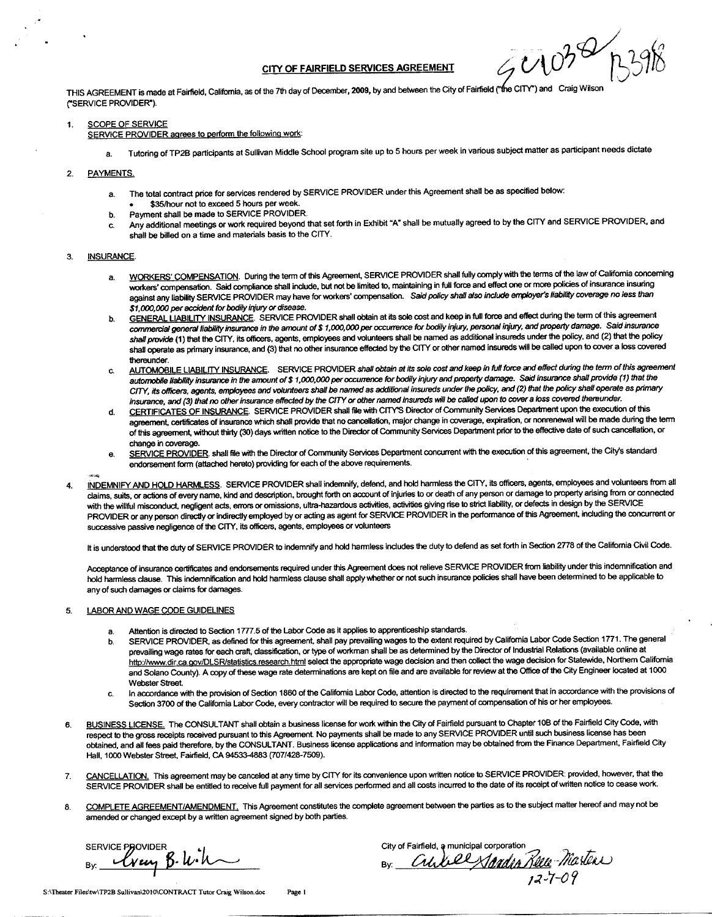# CITY OF FAIRFIELD SERVICES AGREEMENT

THIS AGREEMENT is made at Fairfield, California, as of the 7th day of December, **2009**, by and between the City of Fairfield ("the CITY") and Craig Wilson ("SERVICE PROVIDER").

1. SCOPE OF SERVICE

   SERVICE PROVIDER agrees to perform the following work:

   a. Tutoring of TP2B participants at Sullivan Middle School program site up to 5 hours per week in various subject matter as participant needs dictate

2. PAYMENTS.

   a. The total contract price for services rendered by SERVICE PROVIDER under this Agreement shall be as specified below:
      - $35/hour not to exceed 5 hours per week.
   
   b. Payment shall be made to SERVICE PROVIDER.
   
   c. Any additional meetings or work required beyond that set forth in Exhibit "A" shall be mutually agreed to by the CITY and SERVICE PROVIDER, and shall be billed on a time and materials basis to the CITY.

3. INSURANCE.

   a. WORKERS' COMPENSATION. During the term of this Agreement, SERVICE PROVIDER shall fully comply with the terms of the law of California concerning workers' compensation. Said compliance shall include, but not be limited to, maintaining in full force and effect one or more policies of insurance insuring against any liability SERVICE PROVIDER may have for workers' compensation. *Said policy shall also include employer's liability coverage no less than $1,000,000 per accident for bodily injury or disease.*
   
   b. GENERAL LIABILITY INSURANCE. SERVICE PROVIDER shall obtain at its sole cost and keep in full force and effect during the term of this agreement *commercial general liability insurance in the amount of $ 1,000,000 per occurrence for bodily injury, personal injury, and property damage. Said insurance shall provide* (1) that the CITY, its officers, agents, employees and volunteers shall be named as additional insureds under the policy, and (2) that the policy shall operate as primary insurance, and (3) that no other insurance effected by the CITY or other named insureds will be called upon to cover a loss covered thereunder.
   
   c. AUTOMOBILE LIABILITY INSURANCE. SERVICE PROVIDER *shall obtain at its sole cost and keep in full force and effect during the term of this agreement automobile liability insurance in the amount of $ 1,000,000 per occurrence for bodily injury and property damage. Said insurance shall provide (1) that the CITY, its officers, agents, employees and volunteers shall be named as additional insureds under the policy, and (2) that the policy shall operate as primary insurance, and (3) that no other insurance effected by the CITY or other named insureds will be called upon to cover a loss covered thereunder.*
   
   d. CERTIFICATES OF INSURANCE. SERVICE PROVIDER shall file with CITY'S Director of Community Services Department upon the execution of this agreement, certificates of insurance which shall provide that no cancellation, major change in coverage, expiration, or nonrenewal will be made during the term of this agreement, without thirty (30) days written notice to the Director of Community Services Department prior to the effective date of such cancellation, or change in coverage.
   
   e. SERVICE PROVIDER shall file with the Director of Community Services Department concurrent with the execution of this agreement, the City's standard endorsement form (attached hereto) providing for each of the above requirements.

4. INDEMNIFY AND HOLD HARMLESS. SERVICE PROVIDER shall indemnify, defend, and hold harmless the CITY, its officers, agents, employees and volunteers from all claims, suits, or actions of every name, kind and description, brought forth on account of injuries to or death of any person or damage to property arising from or connected with the willful misconduct, negligent acts, errors or omissions, ultra-hazardous activities, activities giving rise to strict liability, or defects in design by the SERVICE PROVIDER or any person directly or indirectly employed by or acting as agent for SERVICE PROVIDER in the performance of this Agreement, including the concurrent or successive passive negligence of the CITY, its officers, agents, employees or volunteers

   It is understood that the duty of SERVICE PROVIDER to indemnify and hold harmless includes the duty to defend as set forth in Section 2778 of the California Civil Code.

   Acceptance of insurance certificates and endorsements required under this Agreement does not relieve SERVICE PROVIDER from liability under this indemnification and hold harmless clause. This indemnification and hold harmless clause shall apply whether or not such insurance policies shall have been determined to be applicable to any of such damages or claims for damages.

5. LABOR AND WAGE CODE GUIDELINES

   a. Attention is directed to Section 1777.5 of the Labor Code as it applies to apprenticeship standards.
   
   b. SERVICE PROVIDER, as defined for this agreement, shall pay prevailing wages to the extent required by California Labor Code Section 1771. The general prevailing wage rates for each craft, classification, or type of workman shall be as determined by the Director of Industrial Relations (available online at http://www.dir.ca.gov/DLSR/statistics.research.html select the appropriate wage decision and then collect the wage decision for Statewide, Northern California and Solano County). A copy of these wage rate determinations are kept on file and are available for review at the Office of the City Engineer located at 1000 Webster Street.
   
   c. In accordance with the provision of Section 1860 of the California Labor Code, attention is directed to the requirement that in accordance with the provisions of Section 3700 of the California Labor Code, every contractor will be required to secure the payment of compensation of his or her employees.

6. BUSINESS LICENSE. The CONSULTANT shall obtain a business license for work within the City of Fairfield pursuant to Chapter 10B of the Fairfield City Code, with respect to the gross receipts received pursuant to this Agreement. No payments shall be made to any SERVICE PROVIDER until such business license has been obtained, and all fees paid therefore, by the CONSULTANT. Business license applications and information may be obtained from the Finance Department, Fairfield City Hall, 1000 Webster Street, Fairfield, CA 94533-4883 (707/428-7509).

7. CANCELLATION. This agreement may be canceled at any time by CITY for its convenience upon written notice to SERVICE PROVIDER: provided, however, that the SERVICE PROVIDER shall be entitled to receive full payment for all services performed and all costs incurred to the date of its receipt of written notice to cease work.

8. COMPLETE AGREEMENT/AMENDMENT. This Agreement constitutes the complete agreement between the parties as to the subject matter hereof and may not be amended or changed except by a written agreement signed by both parties.

SERVICE PROVIDER

By: [signature]

City of Fairfield, a municipal corporation

By: [signature] 12-7-09

S:\Theater Files\tw\TP2B Sullivan\2010\CONTRACT Tutor Craig Wilson.doc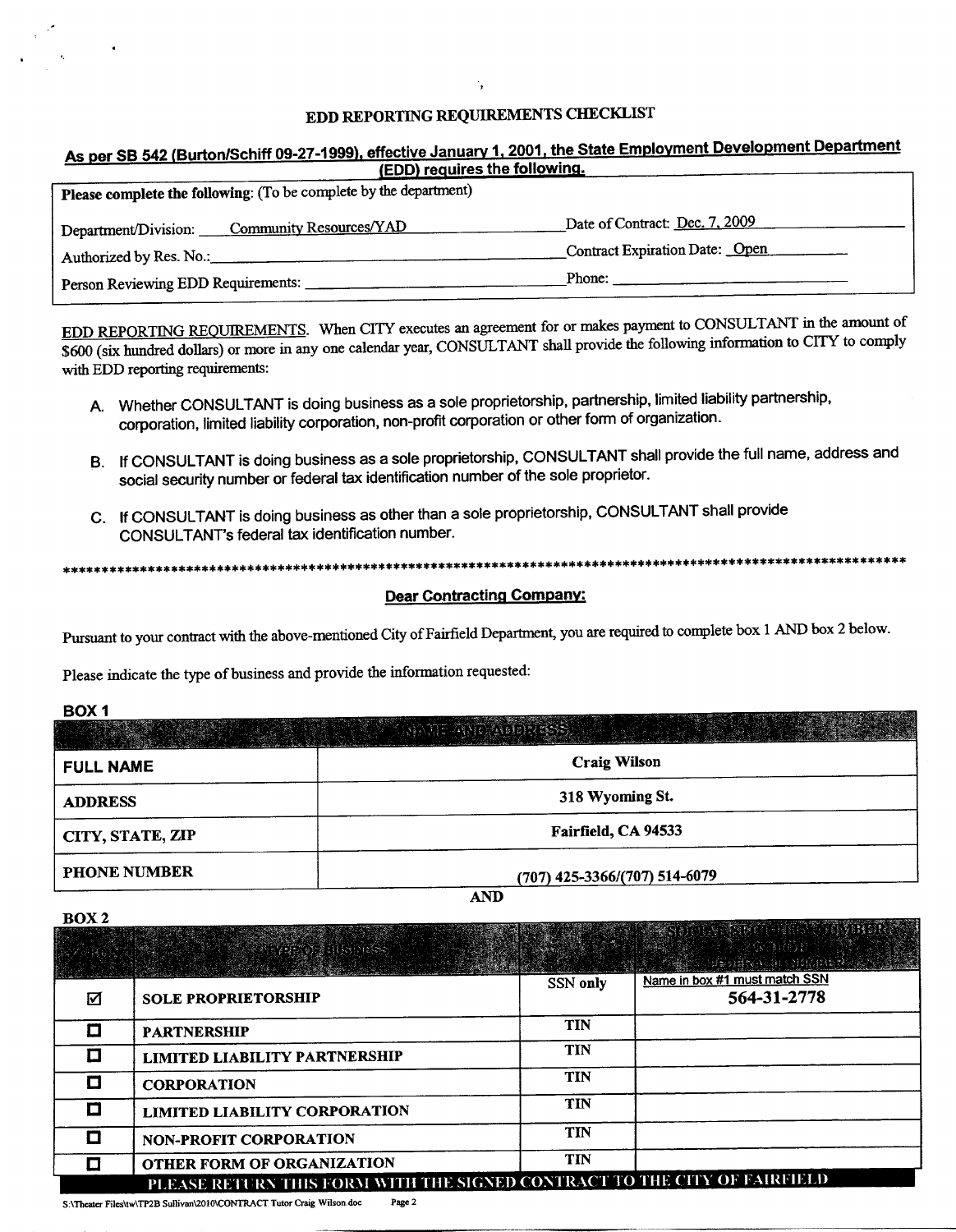## EDD REPORTING REQUIREMENTS CHECKLIST

**As per SB 542 (Burton/Schiff 09-27-1999), effective January 1, 2001, the State Employment Development Department (EDD) requires the following.**

**Please complete the following**: (To be complete by the department)

| | |
|---|---|
| Department/Division: Community Resources/YAD | Date of Contract: Dec. 7, 2009 |
| Authorized by Res. No.: | Contract Expiration Date: Open |
| Person Reviewing EDD Requirements: | Phone: |

EDD REPORTING REQUIREMENTS. When CITY executes an agreement for or makes payment to CONSULTANT in the amount of $600 (six hundred dollars) or more in any one calendar year, CONSULTANT shall provide the following information to CITY to comply with EDD reporting requirements:

A. Whether CONSULTANT is doing business as a sole proprietorship, partnership, limited liability partnership, corporation, limited liability corporation, non-profit corporation or other form of organization.

B. If CONSULTANT is doing business as a sole proprietorship, CONSULTANT shall provide the full name, address and social security number or federal tax identification number of the sole proprietor.

C. If CONSULTANT is doing business as other than a sole proprietorship, CONSULTANT shall provide CONSULTANT's federal tax identification number.

****************************************************************************************************************

**Dear Contracting Company:**

Pursuant to your contract with the above-mentioned City of Fairfield Department, you are required to complete box 1 AND box 2 below.

Please indicate the type of business and provide the information requested:

**BOX 1**

| NAME AND ADDRESS | |
|---|---|
| **FULL NAME** | **Craig Wilson** |
| **ADDRESS** | **318 Wyoming St.** |
| **CITY, STATE, ZIP** | **Fairfield, CA 94533** |
| **PHONE NUMBER** | (707) 425-3366/(707) 514-6079 |

**AND**

**BOX 2**

| ✓ BOX | TYPE OF BUSINESS | | SOCIAL SECURITY NUMBER OR FEDERAL ID NUMBER |
|---|---|---|---|
| ☑ | **SOLE PROPRIETORSHIP** | SSN only | Name in box #1 must match SSN **564-31-2778** |
| ☐ | **PARTNERSHIP** | TIN | |
| ☐ | **LIMITED LIABILITY PARTNERSHIP** | TIN | |
| ☐ | **CORPORATION** | TIN | |
| ☐ | **LIMITED LIABILITY CORPORATION** | TIN | |
| ☐ | **NON-PROFIT CORPORATION** | TIN | |
| ☐ | **OTHER FORM OF ORGANIZATION** | TIN | |

**PLEASE RETURN THIS FORM WITH THE SIGNED CONTRACT TO THE CITY OF FAIRFIELD**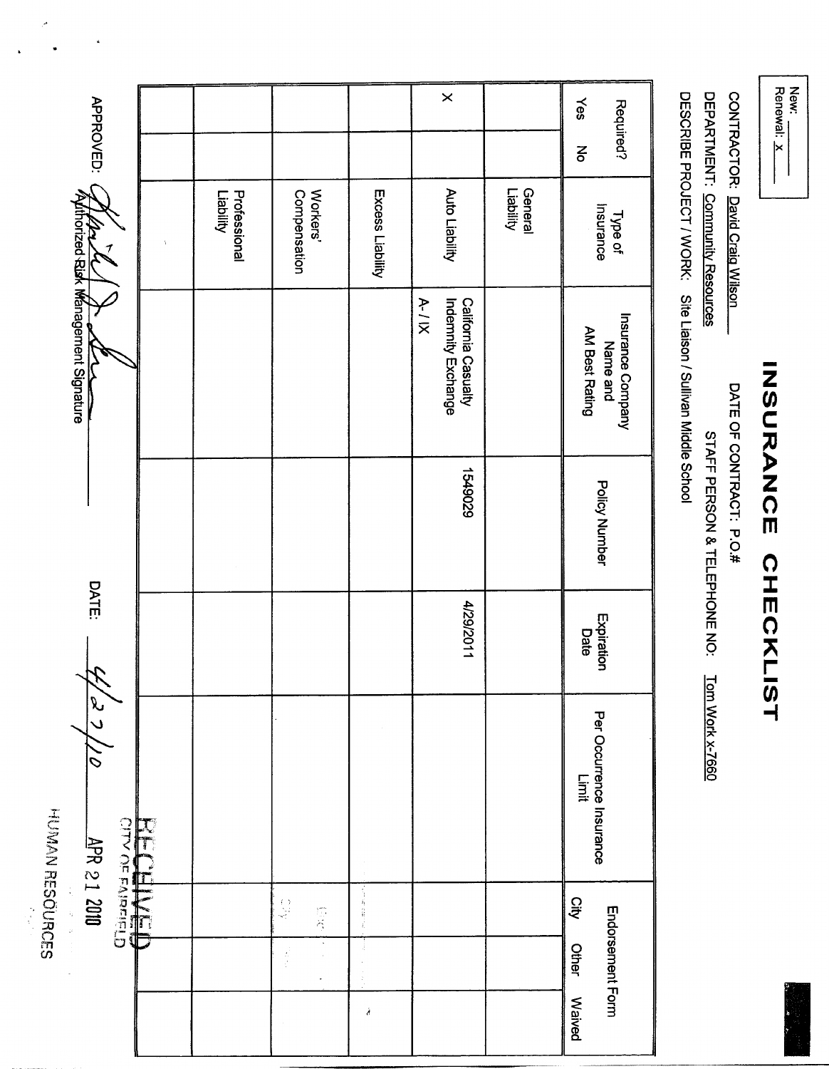New: ______
Renewal: X

# INSURANCE CHECKLIST

CONTRACTOR: David Craig Wilson DATE OF CONTRACT: P.O.#

DEPARTMENT: Community Resources STAFF PERSON & TELEPHONE NO: Tom Work x-7660

DESCRIBE PROJECT / WORK: Site Liaison / Sullivan Middle School

| Required? | | Type of Insurance | Insurance Company Name and AM Best Rating | Policy Number | Expiration Date | Per Occurrence Insurance Limit | Endorsement Form | | |
|---|---|---|---|---|---|---|---|---|---|
| Yes | No | | | | | | City | Other | Waived |
| | | General Liability | | | | | | | |
| X | | Auto Liability | California Casualty Indemnity Exchange A- / IX | 1549029 | 4/29/2011 | | | | |
| | | Excess Liability | | | | | | | |
| | | Workers' Compensation | | | | | | | |
| | | Professional Liability | | | | | | | |
| | | | | | | | | | |

APPROVED: [signature] DATE: 4/27/10

Authorized Risk Management Signature

RECEIVED
CITY OF FAIRFIELD
APR 21 2010
HUMAN RESOURCES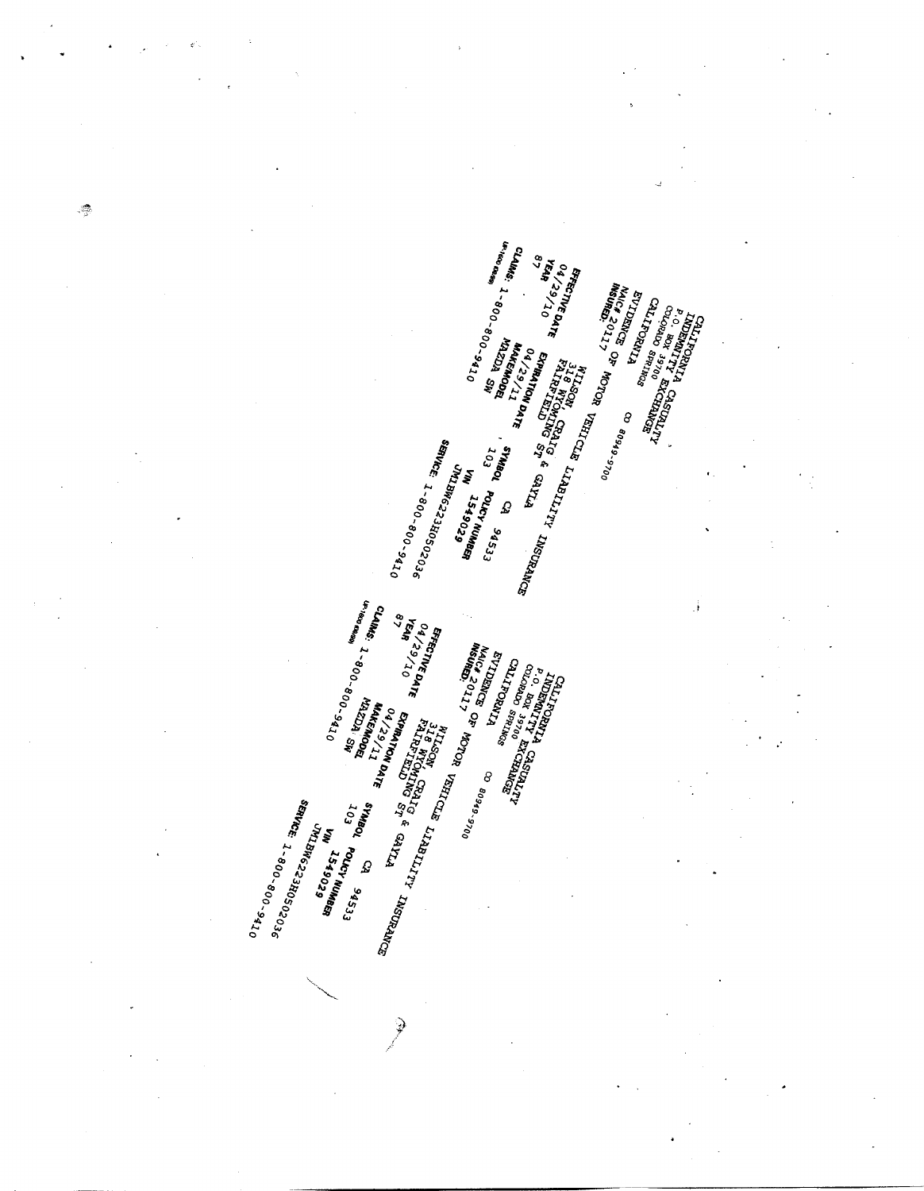CALIFORNIA CASUALTY
INDEMNITY EXCHANGE
P.O. BOX 39700
COLORADO SPRINGS CO 80949-9700

CALIFORNIA
EVIDENCE OF MOTOR VEHICLE LIABILITY INSURANCE
NAIC# 20117

INSURED: WILSON, CRAIG & GAYLA
318 WYOMING ST
FAIRFIELD CA 94533

| EFFECTIVE DATE | EXPIRATION DATE | SYMBOL | POLICY NUMBER |
|---|---|---|---|
| 04/29/10 | 04/29/11 | 103 | 1549029 |

| YEAR | MAKE/MODEL | VIN |
|---|---|---|
| 87 | MAZDA SW | JM1BW6223H0502036 |

CLAIMS: 1-800-800-9410 SERVICE: 1-800-800-9410

UP-1800 (08/99)

CALIFORNIA CASUALTY
INDEMNITY EXCHANGE
P.O. BOX 39700
COLORADO SPRINGS CO 80949-9700

CALIFORNIA
EVIDENCE OF MOTOR VEHICLE LIABILITY INSURANCE
NAIC# 20117

INSURED: WILSON, CRAIG & GAYLA
318 WYOMING ST
FAIRFIELD CA 94533

| EFFECTIVE DATE | EXPIRATION DATE | SYMBOL | POLICY NUMBER |
|---|---|---|---|
| 04/29/10 | 04/29/11 | 103 | 1549029 |

| YEAR | MAKE/MODEL | VIN |
|---|---|---|
| 87 | MAZDA SW | JM1BW6223H0502036 |

CLAIMS: 1-800-800-9410 SERVICE: 1-800-800-9410

UP-1800 (08/99)